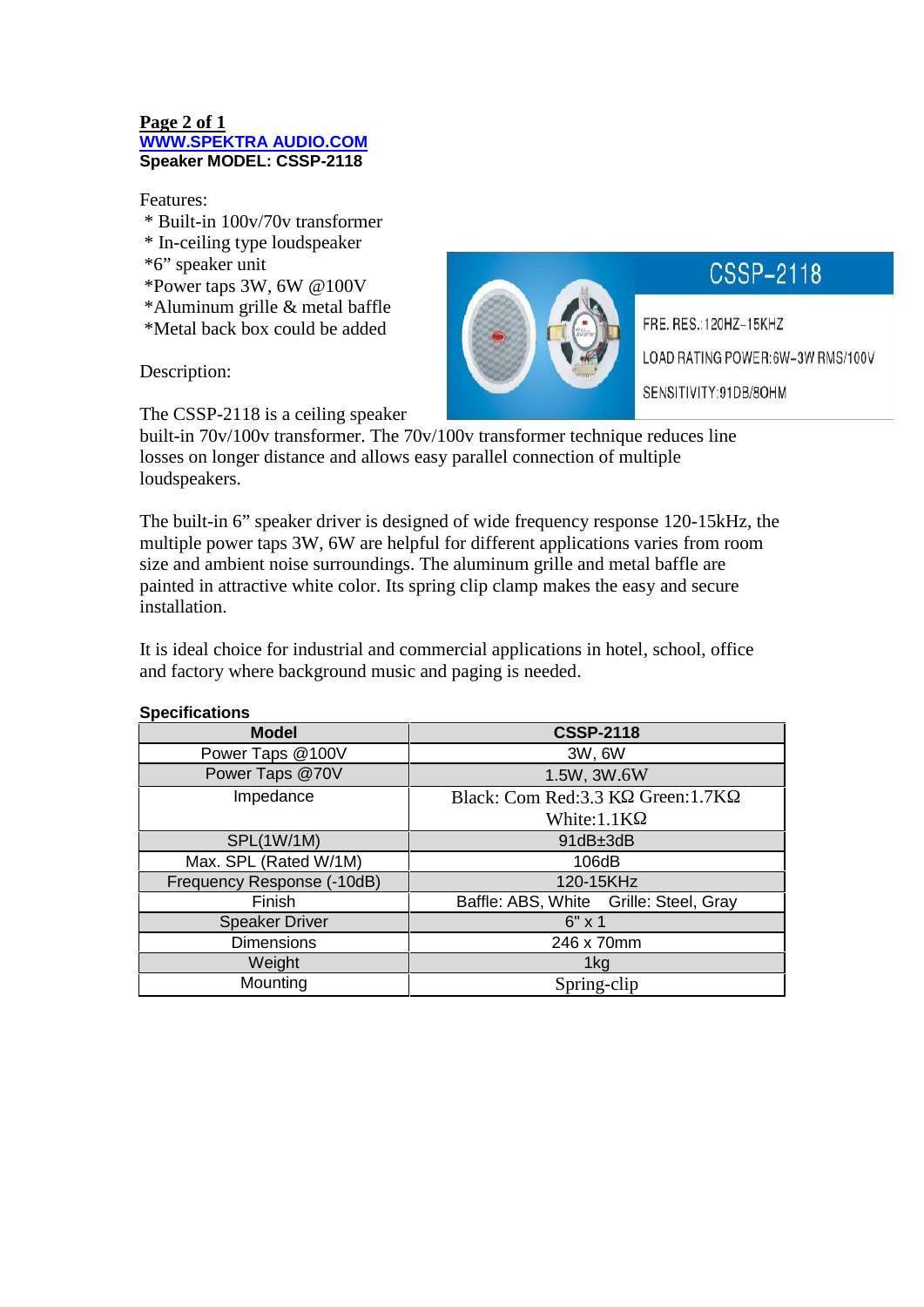**WWW.SPEKTRA AUDIO.COM**
**Speaker MODEL: CSSP-2118**

Features:

* Built-in 100v/70v transformer
* In-ceiling type loudspeaker
* 6" speaker unit
* Power taps 3W, 6W @100V
* Aluminum grille & metal baffle
* Metal back box could be added

Description:

The CSSP-2118 is a ceiling speaker built-in 70v/100v transformer. The 70v/100v transformer technique reduces line losses on longer distance and allows easy parallel connection of multiple loudspeakers.

The built-in 6" speaker driver is designed of wide frequency response 120-15kHz, the multiple power taps 3W, 6W are helpful for different applications varies from room size and ambient noise surroundings. The aluminum grille and metal baffle are painted in attractive white color. Its spring clip clamp makes the easy and secure installation.

It is ideal choice for industrial and commercial applications in hotel, school, office and factory where background music and paging is needed.

**Specifications**

| Model | CSSP-2118 |
|---|---|
| Power Taps @100V | 3W, 6W |
| Power Taps @70V | 1.5W, 3W.6W |
| Impedance | Black: Com Red:3.3 KΩ Green:1.7KΩ White:1.1KΩ |
| SPL(1W/1M) | 91dB±3dB |
| Max. SPL (Rated W/1M) | 106dB |
| Frequency Response (-10dB) | 120-15KHz |
| Finish | Baffle: ABS, White Grille: Steel, Gray |
| Speaker Driver | 6" x 1 |
| Dimensions | 246 x 70mm |
| Weight | 1kg |
| Mounting | Spring-clip |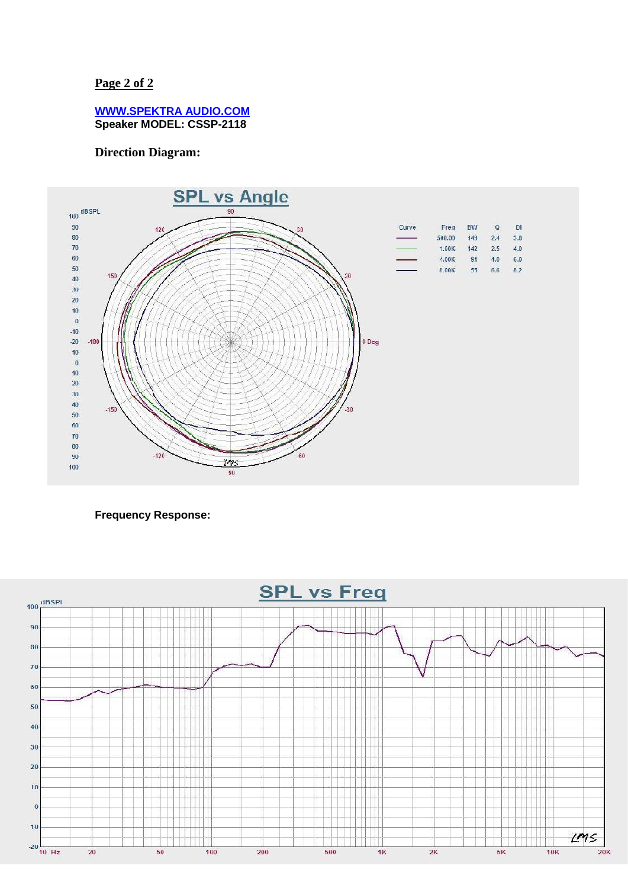WWW.SPEKTRA AUDIO.COM
**Speaker MODEL: CSSP-2118**

## Direction Diagram:

SPL vs Angle

dB SPL

100 90 80 70 60 50 40 30 20 10 0 -10 -20 10 0 10 20 30 40 50 60 70 80 90 100

90 120 60 150 30 -180 0 Deg -150 -30 -120 -60 90

LMS

Curve Freq BW Q DI
500.00 149 2.4 3.8
1.00K 142 2.5 4.0
4.00K 91 4.0 6.0
8.00K 55 6.6 8.2

**Frequency Response:**

SPL vs Freq

dBSPL

100 90 80 70 60 50 40 30 20 10 0 10 -20

10 Hz 20 50 100 200 500 1K 2K 5K 10K 20K

LMS